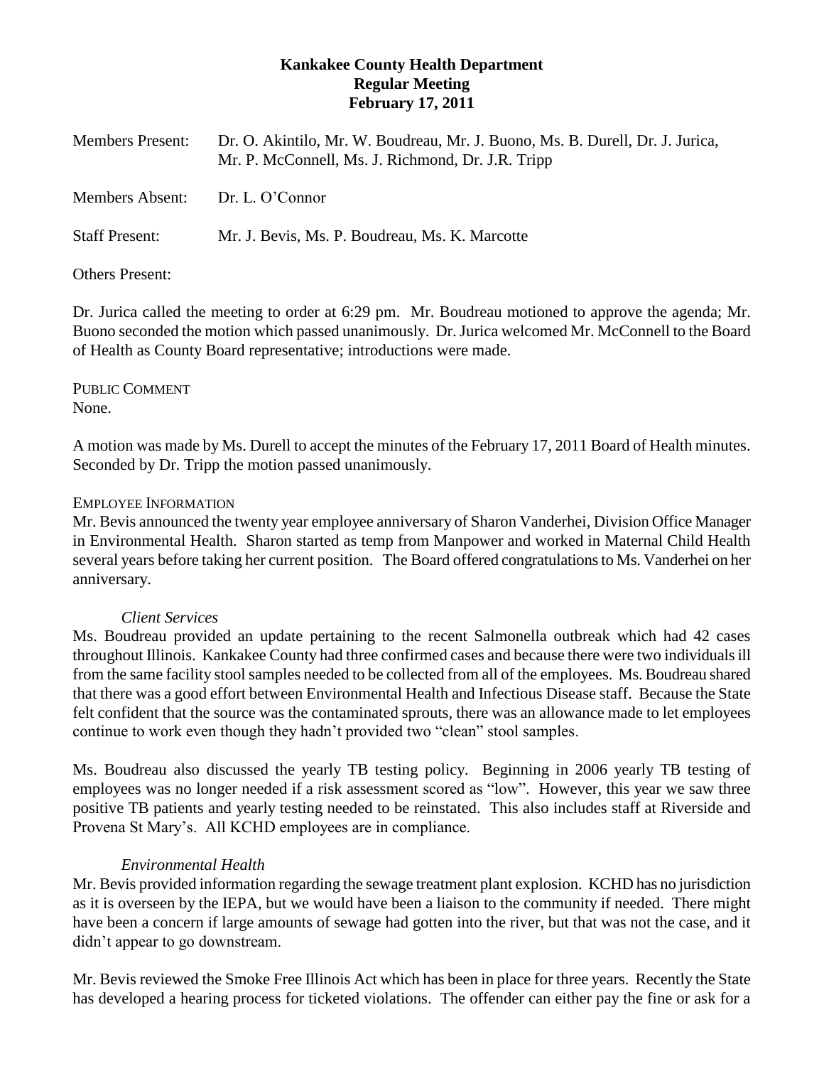# Kankakee County Health Department
## Regular Meeting
## February 17, 2011

Members Present: Dr. O. Akintilo, Mr. W. Boudreau, Mr. J. Buono, Ms. B. Durell, Dr. J. Jurica, Mr. P. McConnell, Ms. J. Richmond, Dr. J.R. Tripp

Members Absent: Dr. L. O'Connor

Staff Present: Mr. J. Bevis, Ms. P. Boudreau, Ms. K. Marcotte

Others Present:

Dr. Jurica called the meeting to order at 6:29 pm. Mr. Boudreau motioned to approve the agenda; Mr. Buono seconded the motion which passed unanimously. Dr. Jurica welcomed Mr. McConnell to the Board of Health as County Board representative; introductions were made.

PUBLIC COMMENT
None.

A motion was made by Ms. Durell to accept the minutes of the February 17, 2011 Board of Health minutes. Seconded by Dr. Tripp the motion passed unanimously.

EMPLOYEE INFORMATION
Mr. Bevis announced the twenty year employee anniversary of Sharon Vanderhei, Division Office Manager in Environmental Health. Sharon started as temp from Manpower and worked in Maternal Child Health several years before taking her current position. The Board offered congratulations to Ms. Vanderhei on her anniversary.

*Client Services*
Ms. Boudreau provided an update pertaining to the recent Salmonella outbreak which had 42 cases throughout Illinois. Kankakee County had three confirmed cases and because there were two individuals ill from the same facility stool samples needed to be collected from all of the employees. Ms. Boudreau shared that there was a good effort between Environmental Health and Infectious Disease staff. Because the State felt confident that the source was the contaminated sprouts, there was an allowance made to let employees continue to work even though they hadn't provided two "clean" stool samples.

Ms. Boudreau also discussed the yearly TB testing policy. Beginning in 2006 yearly TB testing of employees was no longer needed if a risk assessment scored as "low". However, this year we saw three positive TB patients and yearly testing needed to be reinstated. This also includes staff at Riverside and Provena St Mary's. All KCHD employees are in compliance.

*Environmental Health*
Mr. Bevis provided information regarding the sewage treatment plant explosion. KCHD has no jurisdiction as it is overseen by the IEPA, but we would have been a liaison to the community if needed. There might have been a concern if large amounts of sewage had gotten into the river, but that was not the case, and it didn't appear to go downstream.

Mr. Bevis reviewed the Smoke Free Illinois Act which has been in place for three years. Recently the State has developed a hearing process for ticketed violations. The offender can either pay the fine or ask for a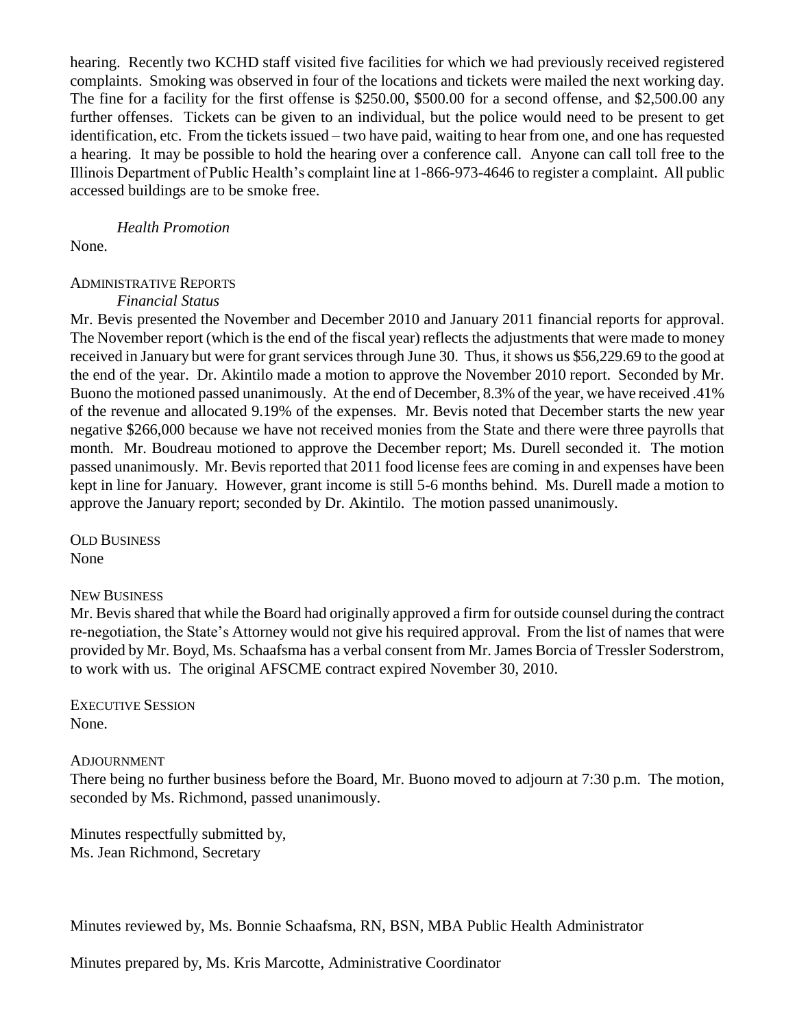hearing. Recently two KCHD staff visited five facilities for which we had previously received registered complaints. Smoking was observed in four of the locations and tickets were mailed the next working day. The fine for a facility for the first offense is $250.00, $500.00 for a second offense, and $2,500.00 any further offenses. Tickets can be given to an individual, but the police would need to be present to get identification, etc. From the tickets issued – two have paid, waiting to hear from one, and one has requested a hearing. It may be possible to hold the hearing over a conference call. Anyone can call toll free to the Illinois Department of Public Health's complaint line at 1-866-973-4646 to register a complaint. All public accessed buildings are to be smoke free.

*Health Promotion*

None.

ADMINISTRATIVE REPORTS

*Financial Status*

Mr. Bevis presented the November and December 2010 and January 2011 financial reports for approval. The November report (which is the end of the fiscal year) reflects the adjustments that were made to money received in January but were for grant services through June 30. Thus, it shows us $56,229.69 to the good at the end of the year. Dr. Akintilo made a motion to approve the November 2010 report. Seconded by Mr. Buono the motioned passed unanimously. At the end of December, 8.3% of the year, we have received .41% of the revenue and allocated 9.19% of the expenses. Mr. Bevis noted that December starts the new year negative $266,000 because we have not received monies from the State and there were three payrolls that month. Mr. Boudreau motioned to approve the December report; Ms. Durell seconded it. The motion passed unanimously. Mr. Bevis reported that 2011 food license fees are coming in and expenses have been kept in line for January. However, grant income is still 5-6 months behind. Ms. Durell made a motion to approve the January report; seconded by Dr. Akintilo. The motion passed unanimously.

OLD BUSINESS

None

NEW BUSINESS

Mr. Bevis shared that while the Board had originally approved a firm for outside counsel during the contract re-negotiation, the State's Attorney would not give his required approval. From the list of names that were provided by Mr. Boyd, Ms. Schaafsma has a verbal consent from Mr. James Borcia of Tressler Soderstrom, to work with us. The original AFSCME contract expired November 30, 2010.

EXECUTIVE SESSION

None.

ADJOURNMENT

There being no further business before the Board, Mr. Buono moved to adjourn at 7:30 p.m. The motion, seconded by Ms. Richmond, passed unanimously.

Minutes respectfully submitted by,
Ms. Jean Richmond, Secretary

Minutes reviewed by, Ms. Bonnie Schaafsma, RN, BSN, MBA Public Health Administrator

Minutes prepared by, Ms. Kris Marcotte, Administrative Coordinator